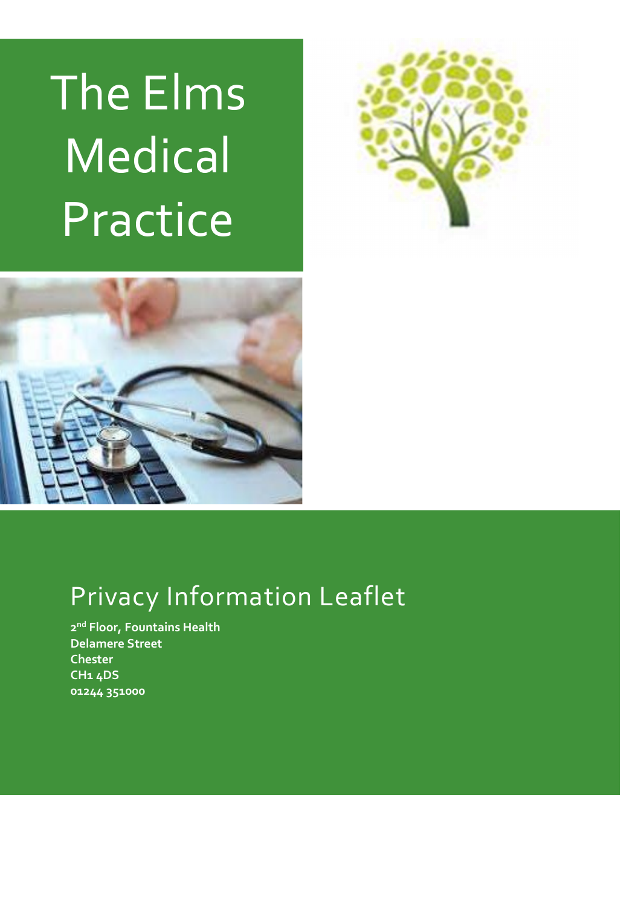# The Elms Medical Practice

## Privacy Information Leaflet

**2nd Floor, Fountains Health**
**Delamere Street**
**Chester**
**CH1 4DS**
**01244 351000**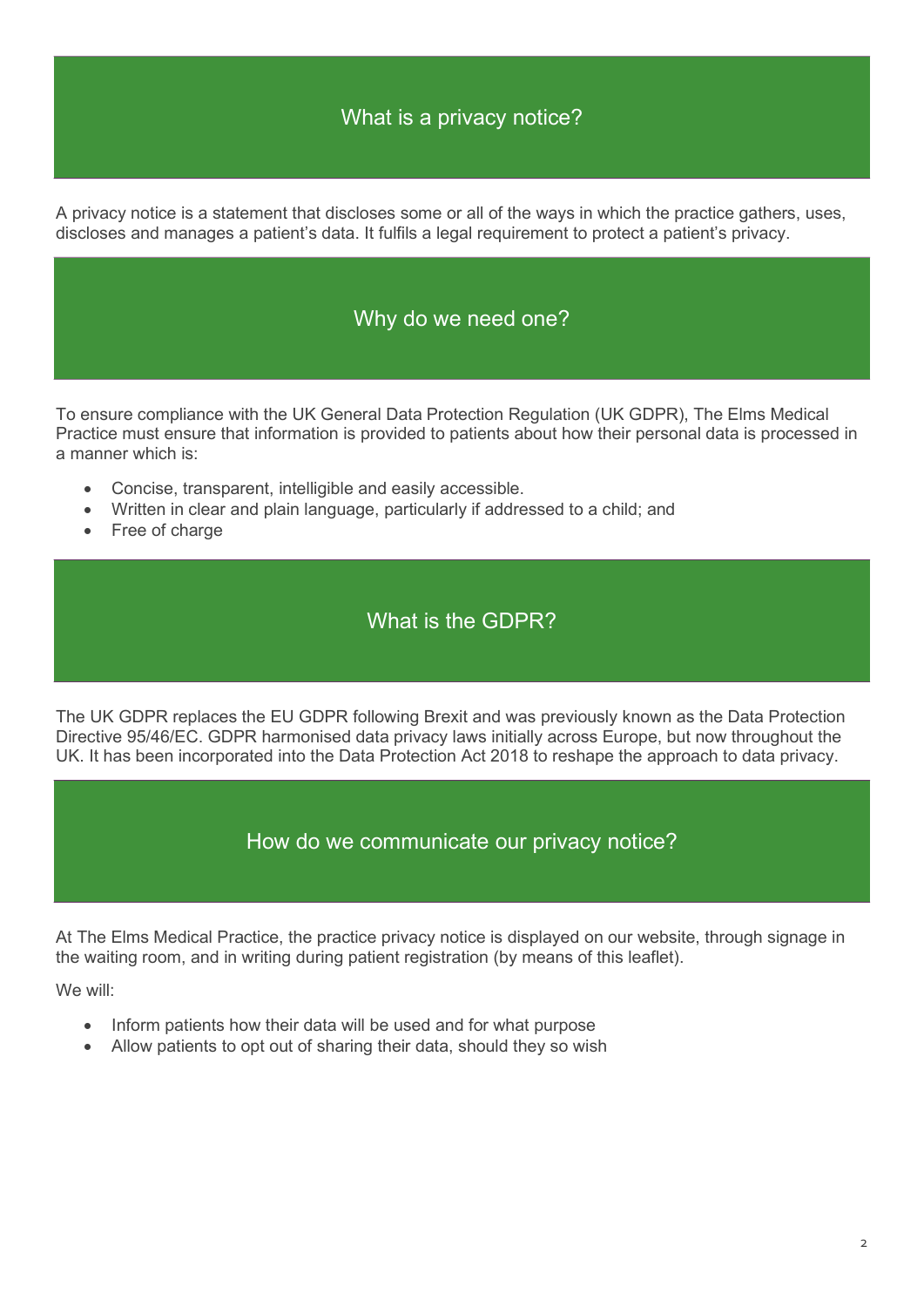## What is a privacy notice?

A privacy notice is a statement that discloses some or all of the ways in which the practice gathers, uses, discloses and manages a patient's data. It fulfils a legal requirement to protect a patient's privacy.

## Why do we need one?

To ensure compliance with the UK General Data Protection Regulation (UK GDPR), The Elms Medical Practice must ensure that information is provided to patients about how their personal data is processed in a manner which is:

- Concise, transparent, intelligible and easily accessible.
- Written in clear and plain language, particularly if addressed to a child; and
- Free of charge

## What is the GDPR?

The UK GDPR replaces the EU GDPR following Brexit and was previously known as the Data Protection Directive 95/46/EC. GDPR harmonised data privacy laws initially across Europe, but now throughout the UK. It has been incorporated into the Data Protection Act 2018 to reshape the approach to data privacy.

## How do we communicate our privacy notice?

At The Elms Medical Practice, the practice privacy notice is displayed on our website, through signage in the waiting room, and in writing during patient registration (by means of this leaflet).

We will:

- Inform patients how their data will be used and for what purpose
- Allow patients to opt out of sharing their data, should they so wish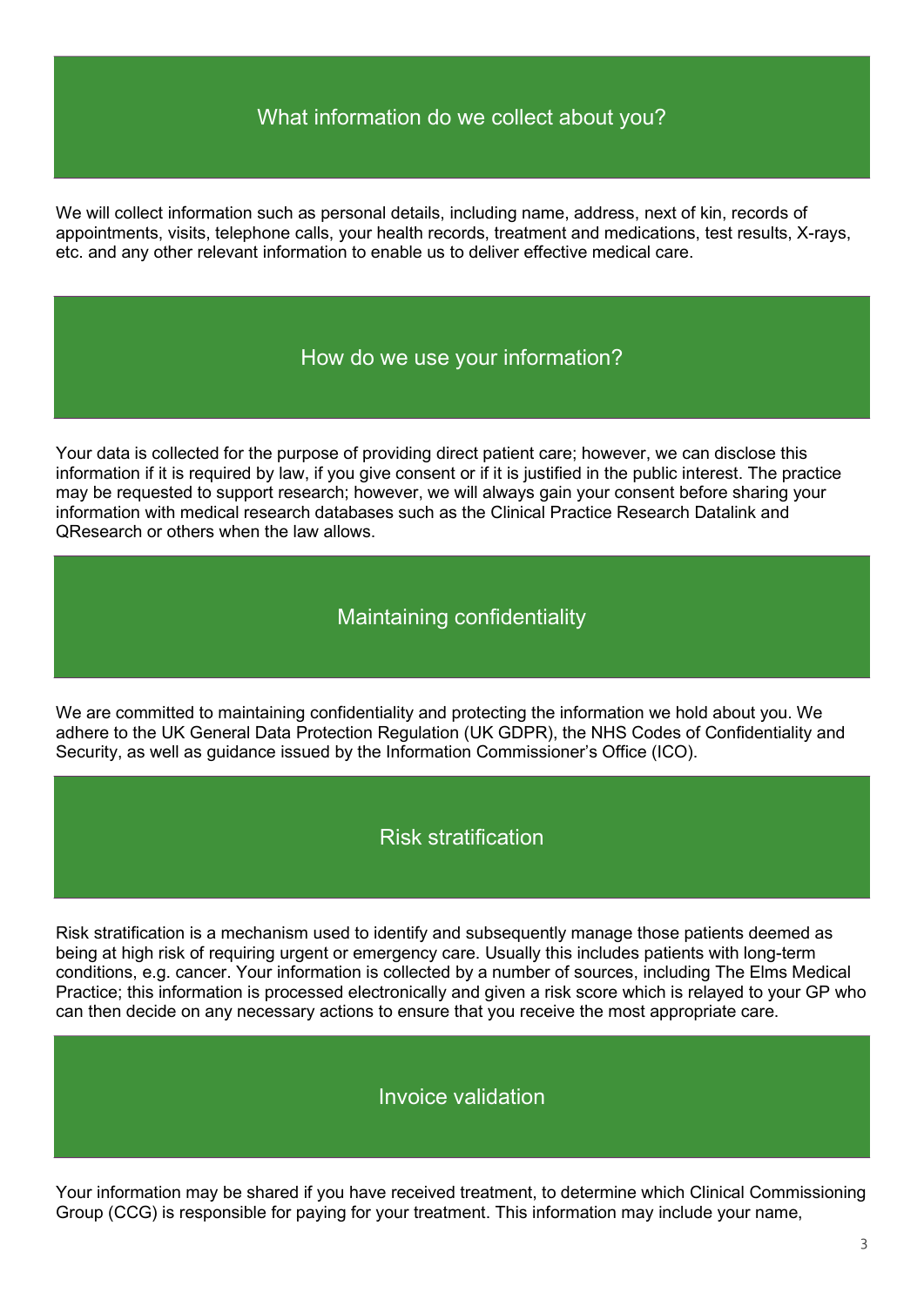## What information do we collect about you?

We will collect information such as personal details, including name, address, next of kin, records of appointments, visits, telephone calls, your health records, treatment and medications, test results, X-rays, etc. and any other relevant information to enable us to deliver effective medical care.

## How do we use your information?

Your data is collected for the purpose of providing direct patient care; however, we can disclose this information if it is required by law, if you give consent or if it is justified in the public interest. The practice may be requested to support research; however, we will always gain your consent before sharing your information with medical research databases such as the Clinical Practice Research Datalink and QResearch or others when the law allows.

## Maintaining confidentiality

We are committed to maintaining confidentiality and protecting the information we hold about you. We adhere to the UK General Data Protection Regulation (UK GDPR), the NHS Codes of Confidentiality and Security, as well as guidance issued by the Information Commissioner's Office (ICO).

## Risk stratification

Risk stratification is a mechanism used to identify and subsequently manage those patients deemed as being at high risk of requiring urgent or emergency care. Usually this includes patients with long-term conditions, e.g. cancer. Your information is collected by a number of sources, including The Elms Medical Practice; this information is processed electronically and given a risk score which is relayed to your GP who can then decide on any necessary actions to ensure that you receive the most appropriate care.

## Invoice validation

Your information may be shared if you have received treatment, to determine which Clinical Commissioning Group (CCG) is responsible for paying for your treatment. This information may include your name,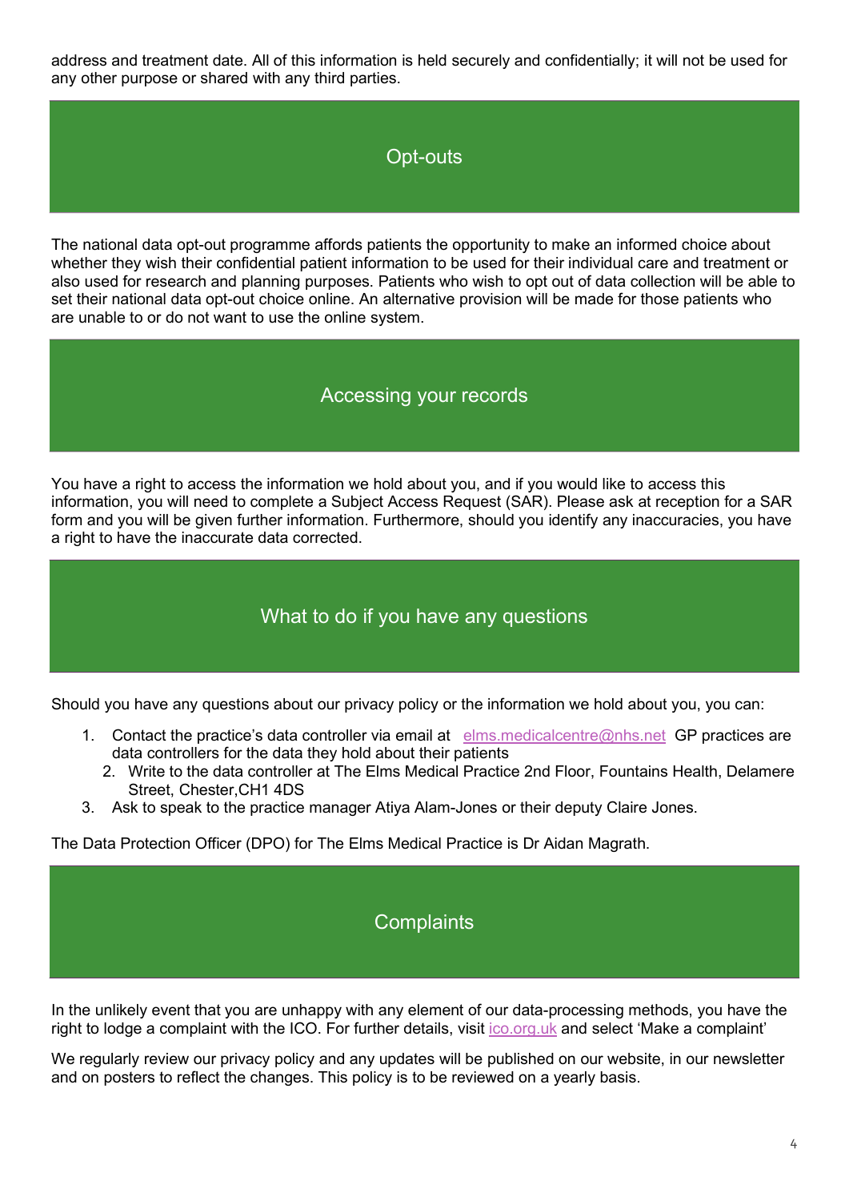address and treatment date. All of this information is held securely and confidentially; it will not be used for any other purpose or shared with any third parties.

## Opt-outs

The national data opt-out programme affords patients the opportunity to make an informed choice about whether they wish their confidential patient information to be used for their individual care and treatment or also used for research and planning purposes. Patients who wish to opt out of data collection will be able to set their national data opt-out choice online. An alternative provision will be made for those patients who are unable to or do not want to use the online system.

## Accessing your records

You have a right to access the information we hold about you, and if you would like to access this information, you will need to complete a Subject Access Request (SAR). Please ask at reception for a SAR form and you will be given further information. Furthermore, should you identify any inaccuracies, you have a right to have the inaccurate data corrected.

## What to do if you have any questions

Should you have any questions about our privacy policy or the information we hold about you, you can:

1. Contact the practice's data controller via email at elms.medicalcentre@nhs.net GP practices are data controllers for the data they hold about their patients
2. Write to the data controller at The Elms Medical Practice 2nd Floor, Fountains Health, Delamere Street, Chester,CH1 4DS
3. Ask to speak to the practice manager Atiya Alam-Jones or their deputy Claire Jones.

The Data Protection Officer (DPO) for The Elms Medical Practice is Dr Aidan Magrath.

## Complaints

In the unlikely event that you are unhappy with any element of our data-processing methods, you have the right to lodge a complaint with the ICO. For further details, visit ico.org.uk and select 'Make a complaint'

We regularly review our privacy policy and any updates will be published on our website, in our newsletter and on posters to reflect the changes. This policy is to be reviewed on a yearly basis.